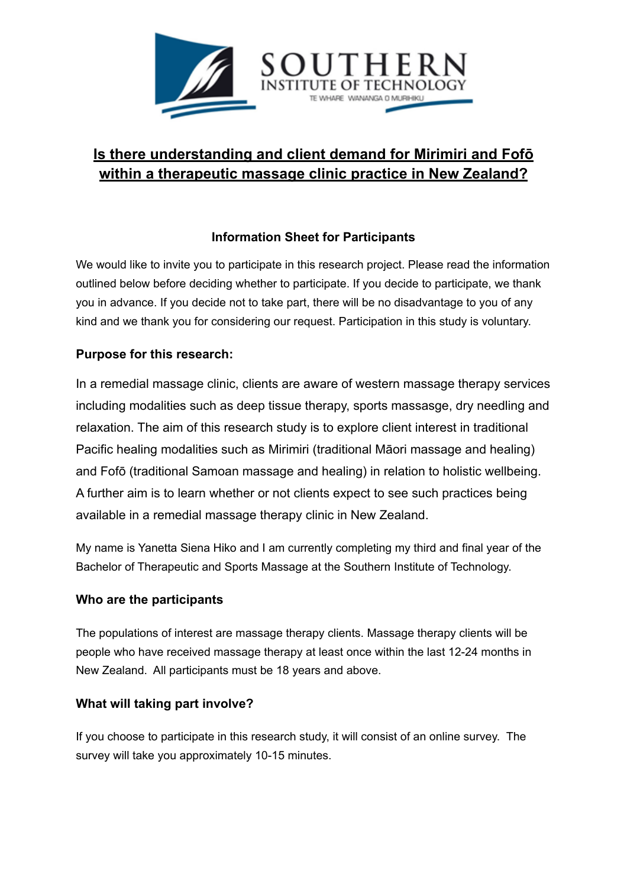SOUTHERN INSTITUTE OF TECHNOLOGY

TE WHARE WANANGA O MURIHIKU

# Is there understanding and client demand for Mirimiri and Fofō within a therapeutic massage clinic practice in New Zealand?

## Information Sheet for Participants

We would like to invite you to participate in this research project. Please read the information outlined below before deciding whether to participate. If you decide to participate, we thank you in advance. If you decide not to take part, there will be no disadvantage to you of any kind and we thank you for considering our request. Participation in this study is voluntary.

### Purpose for this research:

In a remedial massage clinic, clients are aware of western massage therapy services including modalities such as deep tissue therapy, sports massasge, dry needling and relaxation. The aim of this research study is to explore client interest in traditional Pacific healing modalities such as Mirimiri (traditional Māori massage and healing) and Fofō (traditional Samoan massage and healing) in relation to holistic wellbeing. A further aim is to learn whether or not clients expect to see such practices being available in a remedial massage therapy clinic in New Zealand.

My name is Yanetta Siena Hiko and I am currently completing my third and final year of the Bachelor of Therapeutic and Sports Massage at the Southern Institute of Technology.

### Who are the participants

The populations of interest are massage therapy clients. Massage therapy clients will be people who have received massage therapy at least once within the last 12-24 months in New Zealand. All participants must be 18 years and above.

### What will taking part involve?

If you choose to participate in this research study, it will consist of an online survey. The survey will take you approximately 10-15 minutes.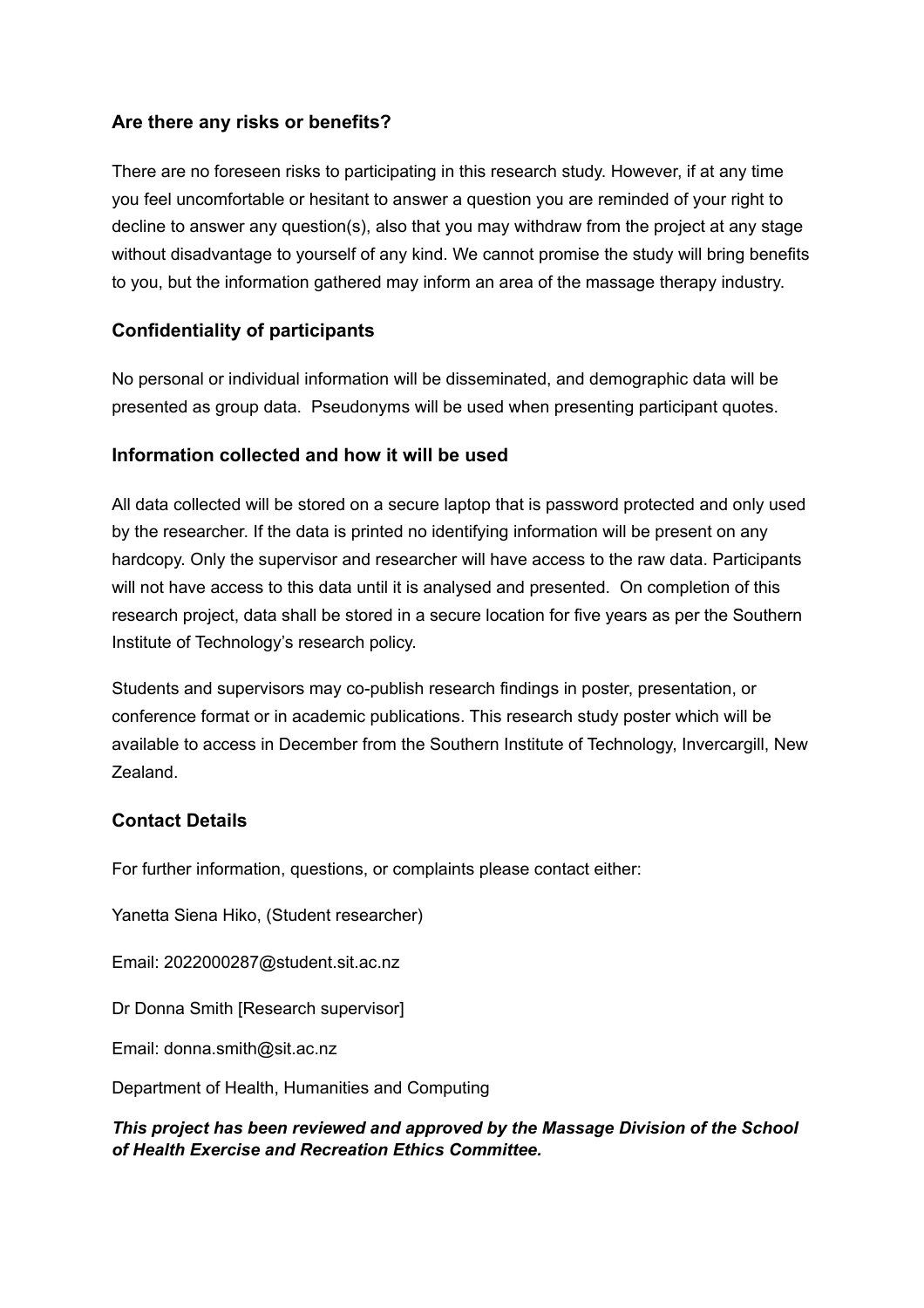### Are there any risks or benefits?

There are no foreseen risks to participating in this research study. However, if at any time you feel uncomfortable or hesitant to answer a question you are reminded of your right to decline to answer any question(s), also that you may withdraw from the project at any stage without disadvantage to yourself of any kind. We cannot promise the study will bring benefits to you, but the information gathered may inform an area of the massage therapy industry.

### Confidentiality of participants

No personal or individual information will be disseminated, and demographic data will be presented as group data.  Pseudonyms will be used when presenting participant quotes.

### Information collected and how it will be used

All data collected will be stored on a secure laptop that is password protected and only used by the researcher. If the data is printed no identifying information will be present on any hardcopy. Only the supervisor and researcher will have access to the raw data. Participants will not have access to this data until it is analysed and presented.  On completion of this research project, data shall be stored in a secure location for five years as per the Southern Institute of Technology's research policy.

Students and supervisors may co-publish research findings in poster, presentation, or conference format or in academic publications. This research study poster which will be available to access in December from the Southern Institute of Technology, Invercargill, New Zealand.

### Contact Details

For further information, questions, or complaints please contact either:

Yanetta Siena Hiko, (Student researcher)

Email: 2022000287@student.sit.ac.nz

Dr Donna Smith [Research supervisor]

Email: donna.smith@sit.ac.nz

Department of Health, Humanities and Computing

***This project has been reviewed and approved by the Massage Division of the School of Health Exercise and Recreation Ethics Committee.***